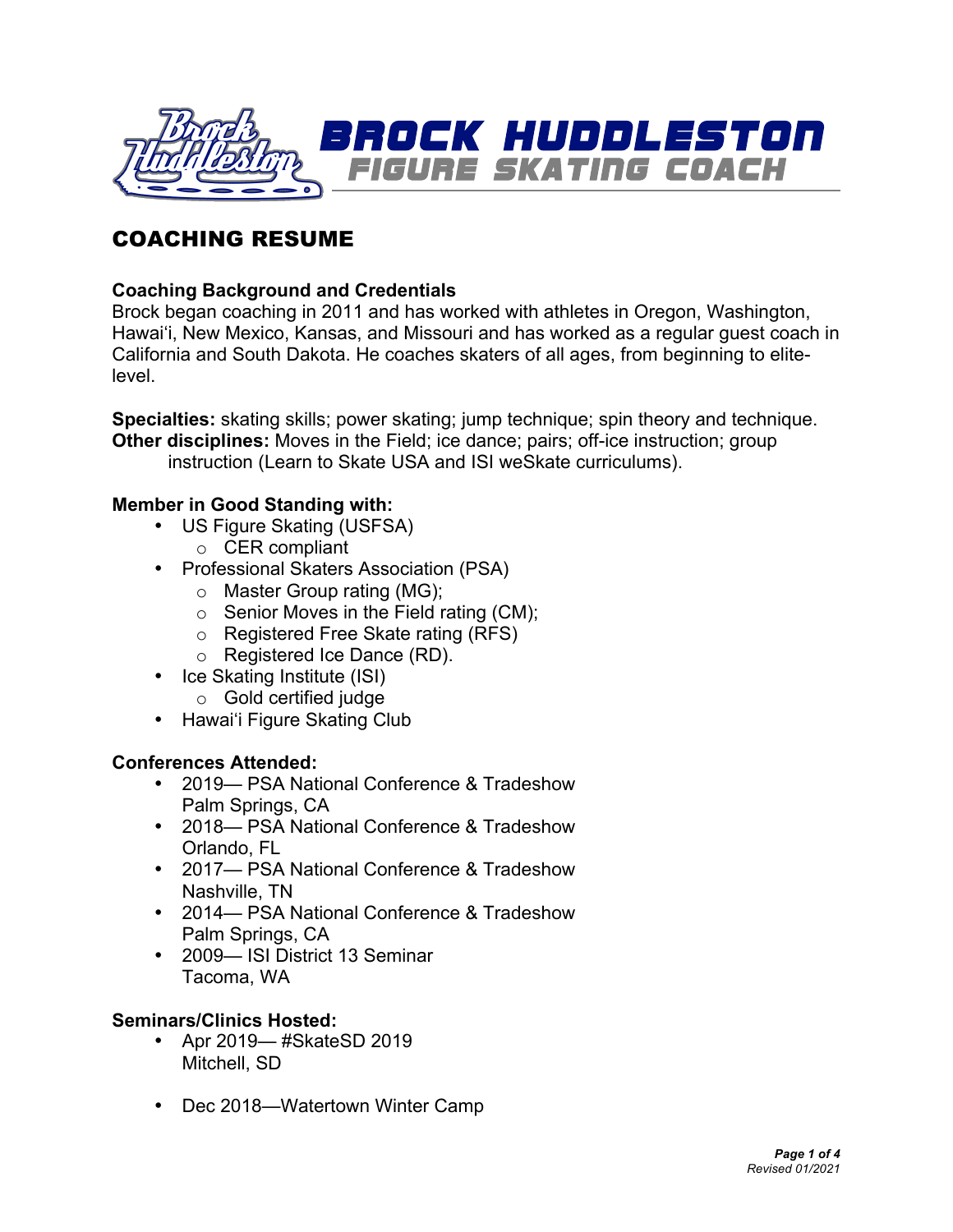# BROCK HUDDLESTON
## FIGURE SKATING COACH

## COACHING RESUME

**Coaching Background and Credentials**
Brock began coaching in 2011 and has worked with athletes in Oregon, Washington, Hawaiʻi, New Mexico, Kansas, and Missouri and has worked as a regular guest coach in California and South Dakota. He coaches skaters of all ages, from beginning to elite-level.

**Specialties:** skating skills; power skating; jump technique; spin theory and technique.
**Other disciplines:** Moves in the Field; ice dance; pairs; off-ice instruction; group instruction (Learn to Skate USA and ISI weSkate curriculums).

**Member in Good Standing with:**

- US Figure Skating (USFSA)
  - CER compliant
- Professional Skaters Association (PSA)
  - Master Group rating (MG);
  - Senior Moves in the Field rating (CM);
  - Registered Free Skate rating (RFS)
  - Registered Ice Dance (RD).
- Ice Skating Institute (ISI)
  - Gold certified judge
- Hawaiʻi Figure Skating Club

**Conferences Attended:**

- 2019— PSA National Conference & Tradeshow
  Palm Springs, CA
- 2018— PSA National Conference & Tradeshow
  Orlando, FL
- 2017— PSA National Conference & Tradeshow
  Nashville, TN
- 2014— PSA National Conference & Tradeshow
  Palm Springs, CA
- 2009— ISI District 13 Seminar
  Tacoma, WA

**Seminars/Clinics Hosted:**

- Apr 2019— #SkateSD 2019
  Mitchell, SD

- Dec 2018—Watertown Winter Camp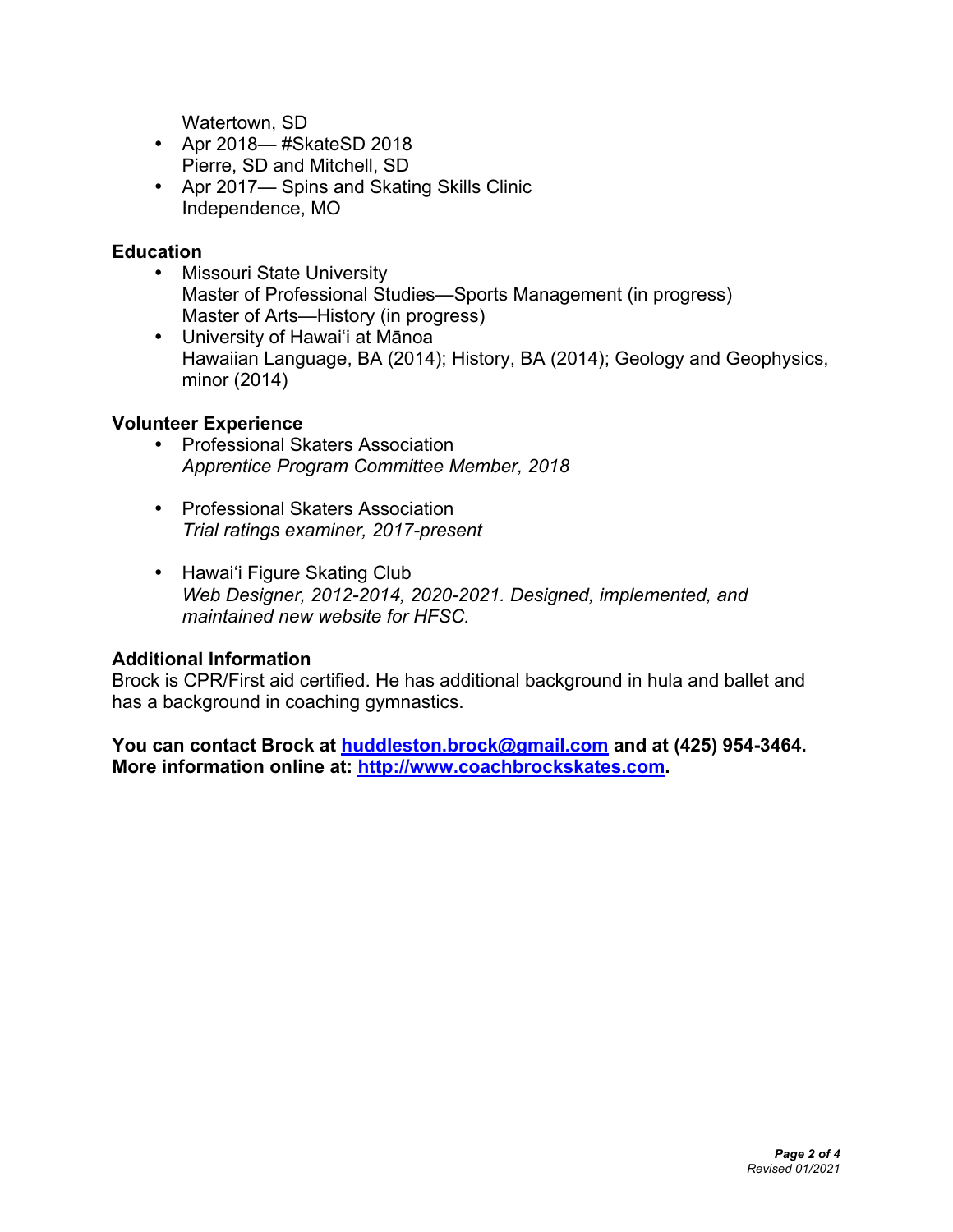Watertown, SD

- Apr 2018— #SkateSD 2018
  Pierre, SD and Mitchell, SD
- Apr 2017— Spins and Skating Skills Clinic
  Independence, MO

**Education**

- Missouri State University
  Master of Professional Studies—Sports Management (in progress)
  Master of Arts—History (in progress)
- University of Hawaiʻi at Mānoa
  Hawaiian Language, BA (2014); History, BA (2014); Geology and Geophysics, minor (2014)

**Volunteer Experience**

- Professional Skaters Association
  *Apprentice Program Committee Member, 2018*

- Professional Skaters Association
  *Trial ratings examiner, 2017-present*

- Hawaiʻi Figure Skating Club
  *Web Designer, 2012-2014, 2020-2021. Designed, implemented, and maintained new website for HFSC.*

**Additional Information**

Brock is CPR/First aid certified. He has additional background in hula and ballet and has a background in coaching gymnastics.

**You can contact Brock at [huddleston.brock@gmail.com](mailto:huddleston.brock@gmail.com) and at (425) 954-3464.**
**More information online at: [http://www.coachbrockskates.com](http://www.coachbrockskates.com).**

*Revised 01/2021*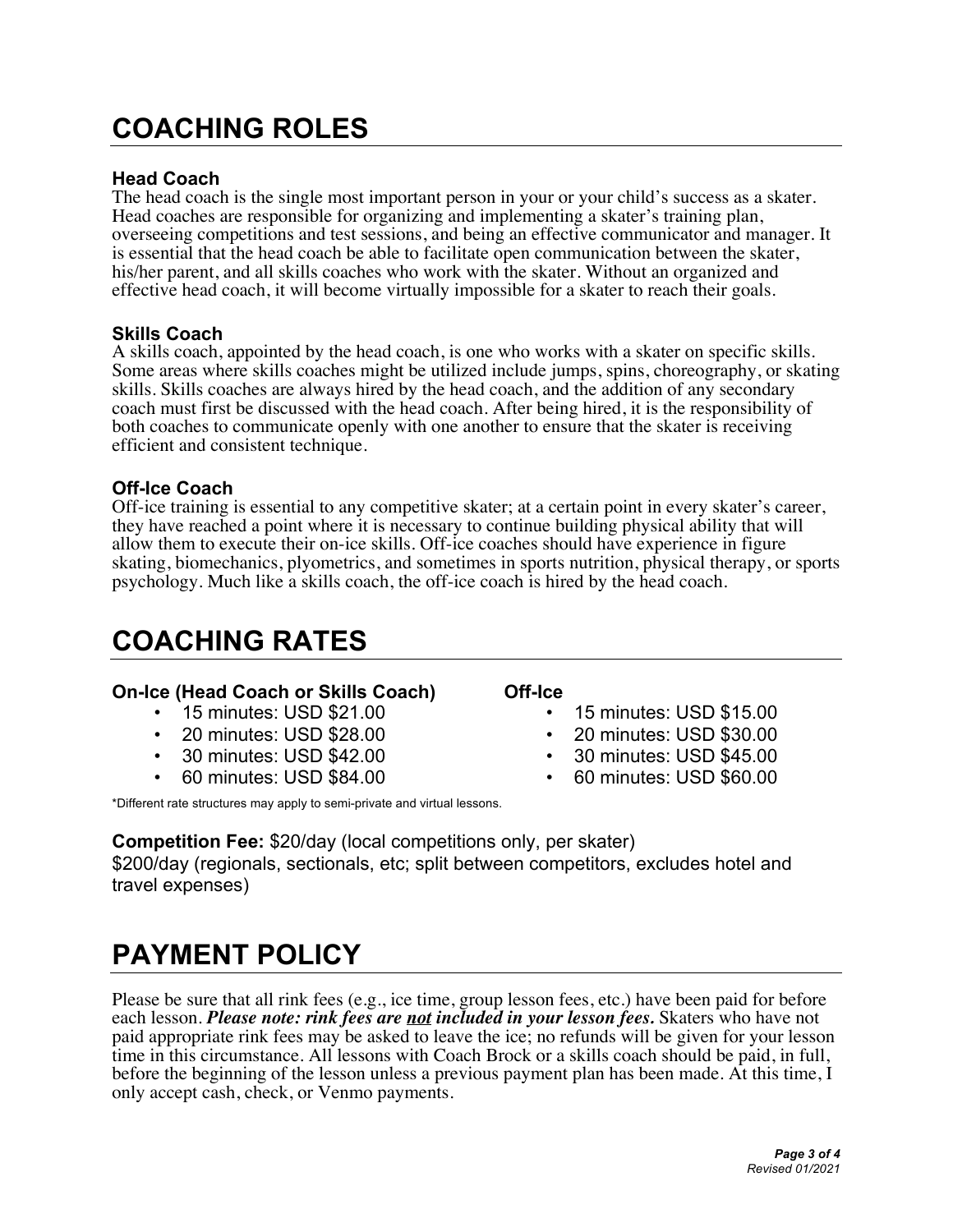# COACHING ROLES

### Head Coach

The head coach is the single most important person in your or your child's success as a skater. Head coaches are responsible for organizing and implementing a skater's training plan, overseeing competitions and test sessions, and being an effective communicator and manager. It is essential that the head coach be able to facilitate open communication between the skater, his/her parent, and all skills coaches who work with the skater. Without an organized and effective head coach, it will become virtually impossible for a skater to reach their goals.

### Skills Coach

A skills coach, appointed by the head coach, is one who works with a skater on specific skills. Some areas where skills coaches might be utilized include jumps, spins, choreography, or skating skills. Skills coaches are always hired by the head coach, and the addition of any secondary coach must first be discussed with the head coach. After being hired, it is the responsibility of both coaches to communicate openly with one another to ensure that the skater is receiving efficient and consistent technique.

### Off-Ice Coach

Off-ice training is essential to any competitive skater; at a certain point in every skater's career, they have reached a point where it is necessary to continue building physical ability that will allow them to execute their on-ice skills. Off-ice coaches should have experience in figure skating, biomechanics, plyometrics, and sometimes in sports nutrition, physical therapy, or sports psychology. Much like a skills coach, the off-ice coach is hired by the head coach.

# COACHING RATES

**On-Ice (Head Coach or Skills Coach)**

- 15 minutes: USD $21.00
- 20 minutes: USD $28.00
- 30 minutes: USD $42.00
- 60 minutes: USD $84.00

**Off-Ice**

- 15 minutes: USD $15.00
- 20 minutes: USD $30.00
- 30 minutes: USD $45.00
- 60 minutes: USD $60.00

*Different rate structures may apply to semi-private and virtual lessons.

**Competition Fee:** $20/day (local competitions only, per skater)
$200/day (regionals, sectionals, etc; split between competitors, excludes hotel and travel expenses)

# PAYMENT POLICY

Please be sure that all rink fees (e.g., ice time, group lesson fees, etc.) have been paid for before each lesson. ***Please note: rink fees are <u>not</u> included in your lesson fees.*** Skaters who have not paid appropriate rink fees may be asked to leave the ice; no refunds will be given for your lesson time in this circumstance. All lessons with Coach Brock or a skills coach should be paid, in full, before the beginning of the lesson unless a previous payment plan has been made. At this time, I only accept cash, check, or Venmo payments.

*Revised 01/2021*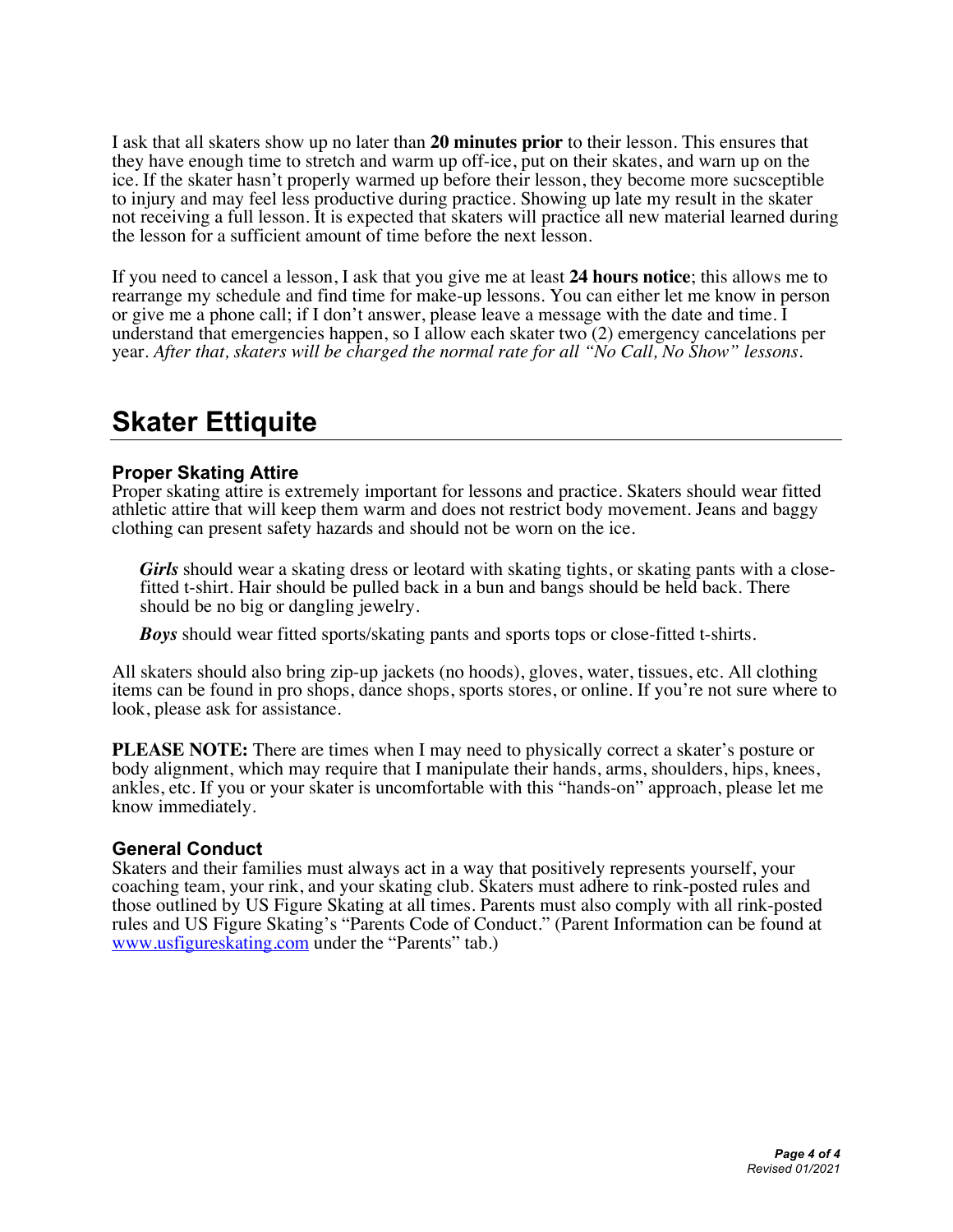I ask that all skaters show up no later than **20 minutes prior** to their lesson. This ensures that they have enough time to stretch and warm up off-ice, put on their skates, and warn up on the ice. If the skater hasn't properly warmed up before their lesson, they become more sucsceptible to injury and may feel less productive during practice. Showing up late my result in the skater not receiving a full lesson. It is expected that skaters will practice all new material learned during the lesson for a sufficient amount of time before the next lesson.

If you need to cancel a lesson, I ask that you give me at least **24 hours notice**; this allows me to rearrange my schedule and find time for make-up lessons. You can either let me know in person or give me a phone call; if I don't answer, please leave a message with the date and time. I understand that emergencies happen, so I allow each skater two (2) emergency cancelations per year. *After that, skaters will be charged the normal rate for all "No Call, No Show" lessons.*

# Skater Ettiquite

### Proper Skating Attire

Proper skating attire is extremely important for lessons and practice. Skaters should wear fitted athletic attire that will keep them warm and does not restrict body movement. Jeans and baggy clothing can present safety hazards and should not be worn on the ice.

> ***Girls*** should wear a skating dress or leotard with skating tights, or skating pants with a close-fitted t-shirt. Hair should be pulled back in a bun and bangs should be held back. There should be no big or dangling jewelry.
>
> ***Boys*** should wear fitted sports/skating pants and sports tops or close-fitted t-shirts.

All skaters should also bring zip-up jackets (no hoods), gloves, water, tissues, etc. All clothing items can be found in pro shops, dance shops, sports stores, or online. If you're not sure where to look, please ask for assistance.

**PLEASE NOTE:** There are times when I may need to physically correct a skater's posture or body alignment, which may require that I manipulate their hands, arms, shoulders, hips, knees, ankles, etc. If you or your skater is uncomfortable with this "hands-on" approach, please let me know immediately.

### General Conduct

Skaters and their families must always act in a way that positively represents yourself, your coaching team, your rink, and your skating club. Skaters must adhere to rink-posted rules and those outlined by US Figure Skating at all times. Parents must also comply with all rink-posted rules and US Figure Skating's "Parents Code of Conduct." (Parent Information can be found at www.usfigureskating.com under the "Parents" tab.)

*Revised 01/2021*